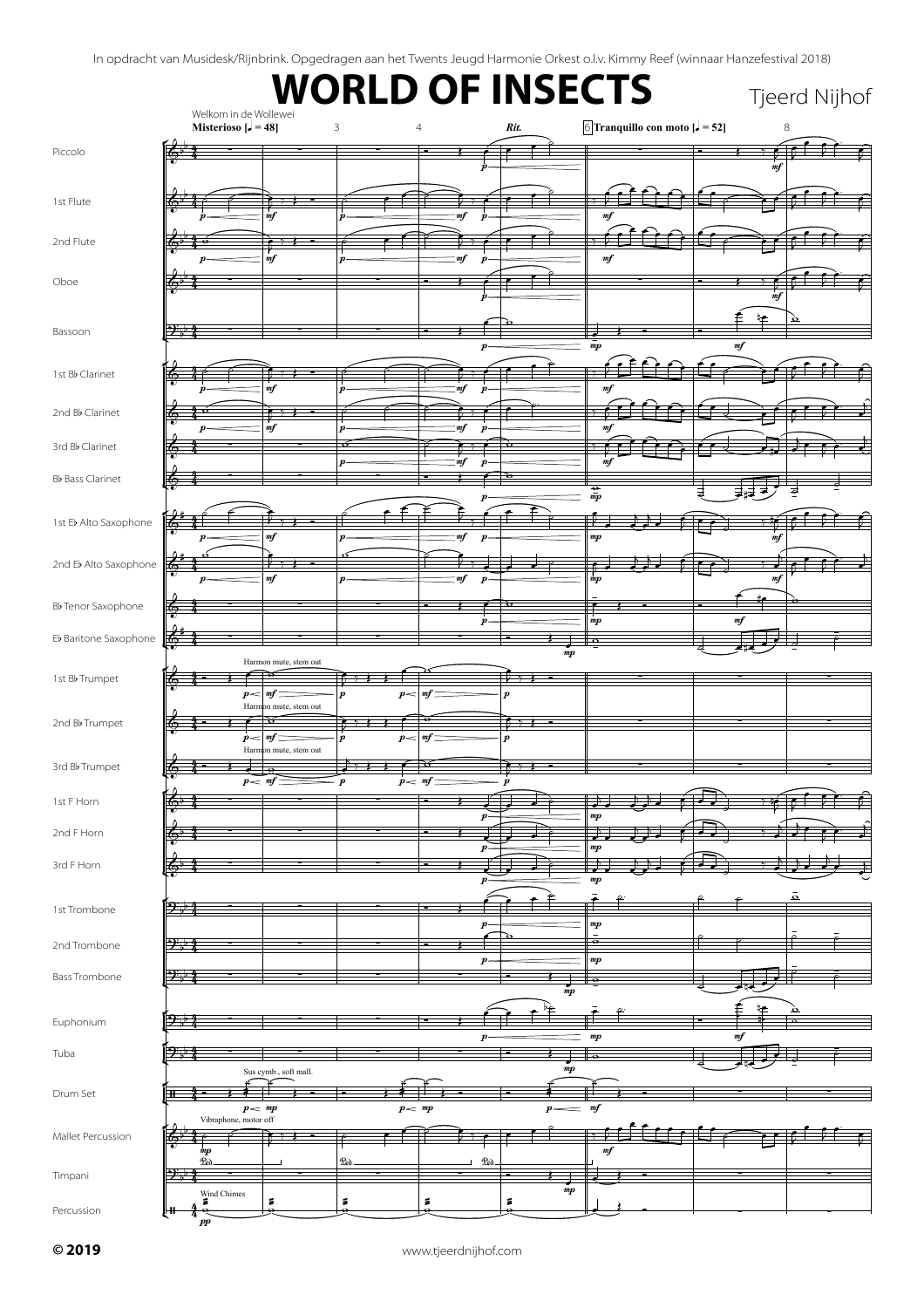In opdracht van Musidesk/Rijnbrink. Opgedragen aan het Twents Jeugd Harmonie Orkest o.l.v. Kimmy Reef (winnaar Hanzefestival 2018)

# WORLD OF INSECTS

Tjeerd Nijhof

Welkom in de Wollewei

**Misterioso [♩ = 48]** 3 4 *Rit.* 6 **Tranquillo con moto [♩ = 52]** 8

Piccolo

1st Flute

2nd Flute

Oboe

Bassoon

1st B♭ Clarinet

2nd B♭ Clarinet

3rd B♭ Clarinet

B♭ Bass Clarinet

1st E♭ Alto Saxophone

2nd E♭ Alto Saxophone

B♭ Tenor Saxophone

E♭ Baritone Saxophone

1st B♭ Trumpet — Harmon mute, stem out

2nd B♭ Trumpet — Harmon mute, stem out

3rd B♭ Trumpet — Harmon mute, stem out

1st F Horn

2nd F Horn

3rd F Horn

1st Trombone

2nd Trombone

Bass Trombone

Euphonium

Tuba

Drum Set — Sus cymb., soft mall.

Mallet Percussion — Vibraphone, motor off

Timpani

Percussion — Wind Chimes

**© 2019**

www.tjeerdnijhof.com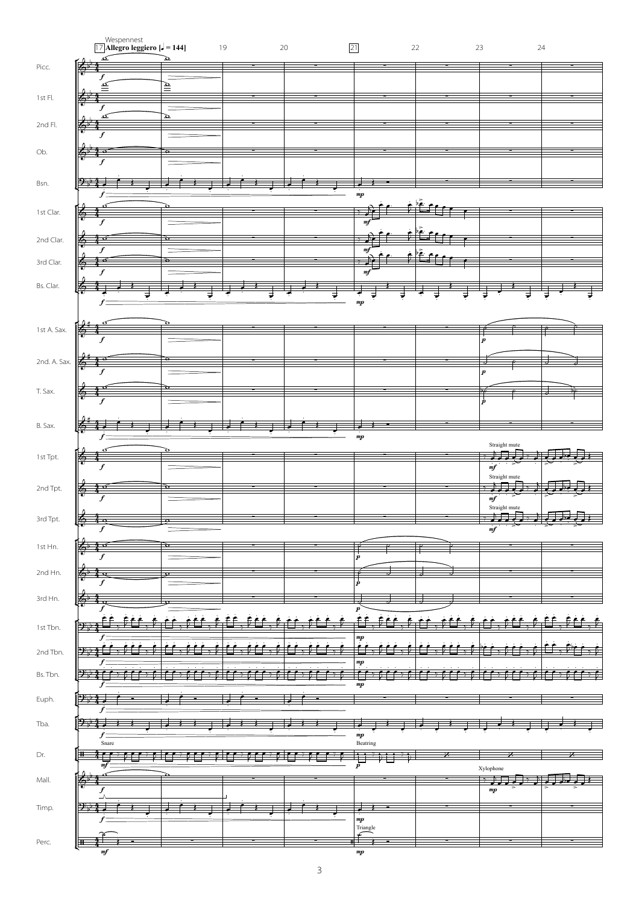Wespennest

17 **Allegro leggiero [♩ = 144]** 19 20 21 22 23 24

Picc.

1st Fl.

2nd Fl.

Ob.

Bsn.

1st Clar.

2nd Clar.

3rd Clar.

Bs. Clar.

1st A. Sax.

2nd. A. Sax.

T. Sax.

B. Sax.

1st Tpt. Straight mute

2nd Tpt. Straight mute

3rd Tpt. Straight mute

1st Hn.

2nd Hn.

3rd Hn.

1st Tbn.

2nd Tbn.

Bs. Tbn.

Euph.

Tba.

Dr. Snare Beatring

Mall. Xylophone

Timp.

Perc. Triangle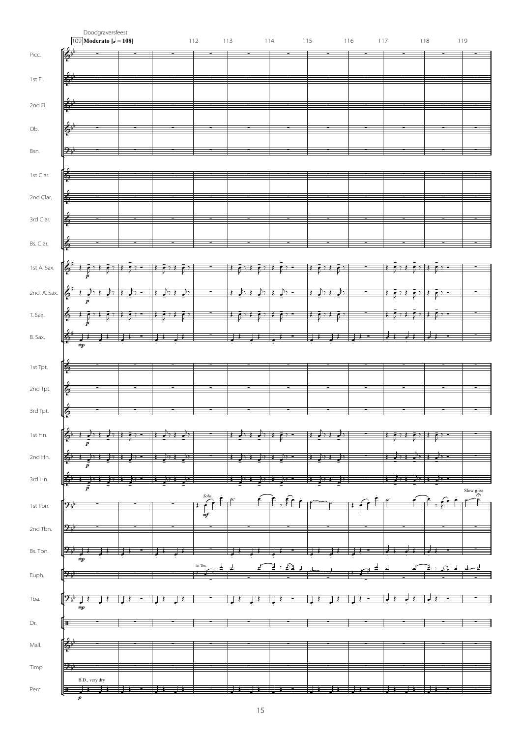Doodgraversfeest

109 **Moderato** [♩ = 108]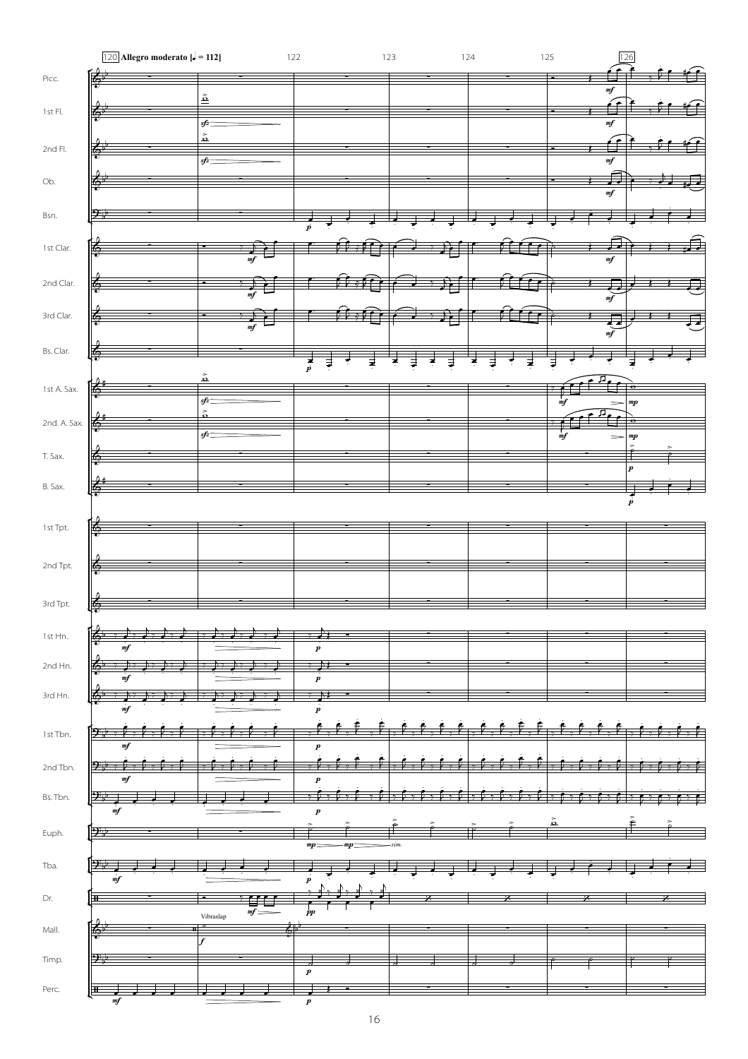120 **Allegro moderato [♩ = 112]**

Picc.
1st Fl.
2nd Fl.
Ob.
Bsn.
1st Clar.
2nd Clar.
3rd Clar.
Bs. Clar.
1st A. Sax.
2nd. A. Sax.
T. Sax.
B. Sax.
1st Tpt.
2nd Tpt.
3rd Tpt.
1st Hn.
2nd Hn.
3rd Hn.
1st Tbn.
2nd Tbn.
Bs. Tbn.
Euph.
Tba.
Dr.
Mall.
Timp.
Perc.

Vibraslap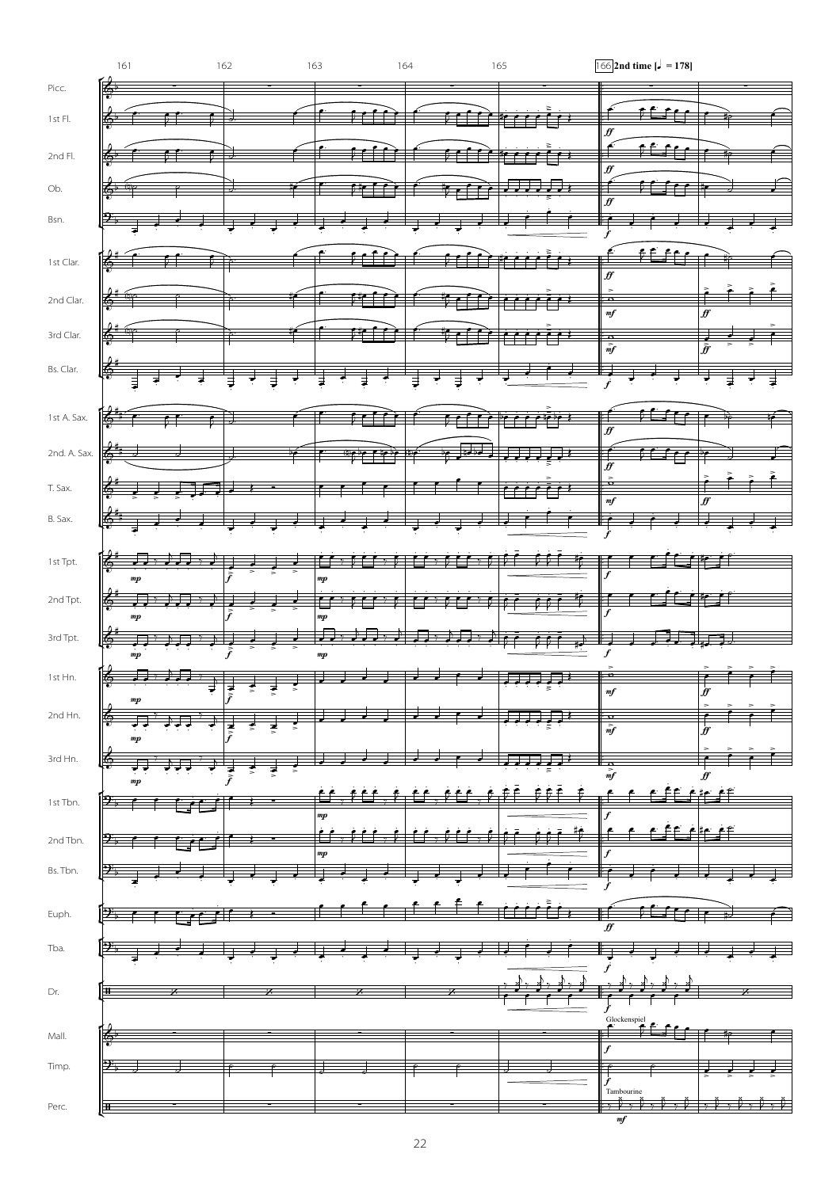166 **2nd time [♩ = 178]**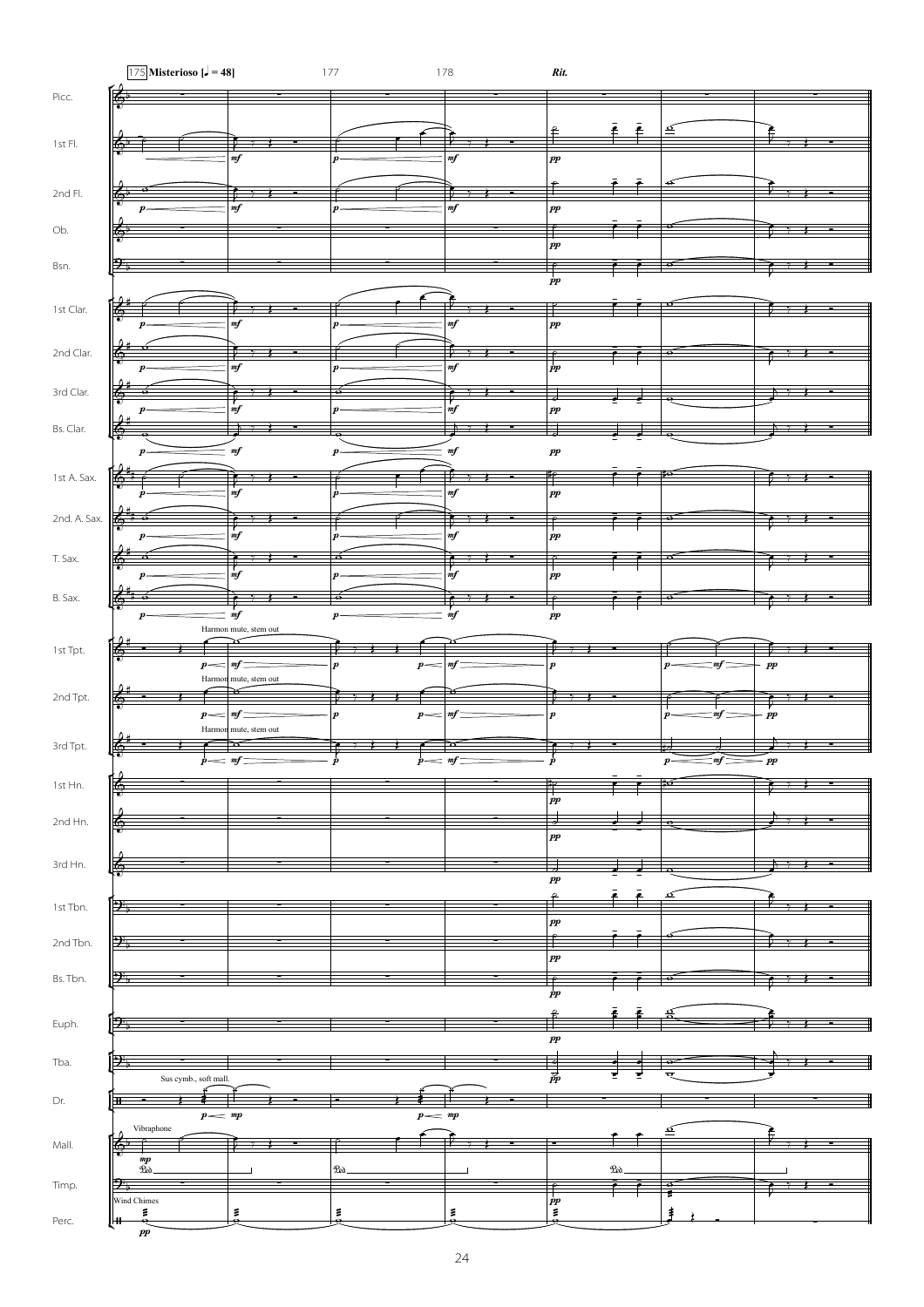175 **Misterioso [♩ = 48]** 177 178 *Rit.*

Picc.

1st Fl.

2nd Fl.

Ob.

Bsn.

1st Clar.

2nd Clar.

3rd Clar.

Bs. Clar.

1st A. Sax.

2nd. A. Sax.

T. Sax.

B. Sax.

1st Tpt. Harmon mute, stem out

2nd Tpt. Harmon mute, stem out

3rd Tpt. Harmon mute, stem out

1st Hn.

2nd Hn.

3rd Hn.

1st Tbn.

2nd Tbn.

Bs. Tbn.

Euph.

Tba.

Dr. Sus cymb., soft mall.

Mall. Vibraphone

Timp.

Perc. Wind Chimes